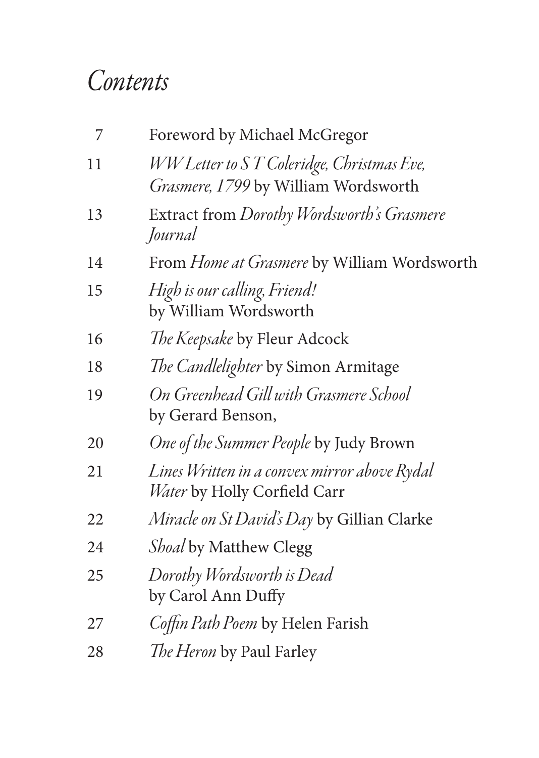# *Contents*

| | |
|---|---|
| 7 | Foreword by Michael McGregor |
| 11 | *WW Letter to S T Coleridge, Christmas Eve, Grasmere, 1799* by William Wordsworth |
| 13 | Extract from *Dorothy Wordsworth's Grasmere Journal* |
| 14 | From *Home at Grasmere* by William Wordsworth |
| 15 | *High is our calling, Friend!* by William Wordsworth |
| 16 | *The Keepsake* by Fleur Adcock |
| 18 | *The Candlelighter* by Simon Armitage |
| 19 | *On Greenhead Gill with Grasmere School* by Gerard Benson, |
| 20 | *One of the Summer People* by Judy Brown |
| 21 | *Lines Written in a convex mirror above Rydal Water* by Holly Corfield Carr |
| 22 | *Miracle on St David's Day* by Gillian Clarke |
| 24 | *Shoal* by Matthew Clegg |
| 25 | *Dorothy Wordsworth is Dead* by Carol Ann Duffy |
| 27 | *Coffin Path Poem* by Helen Farish |
| 28 | *The Heron* by Paul Farley |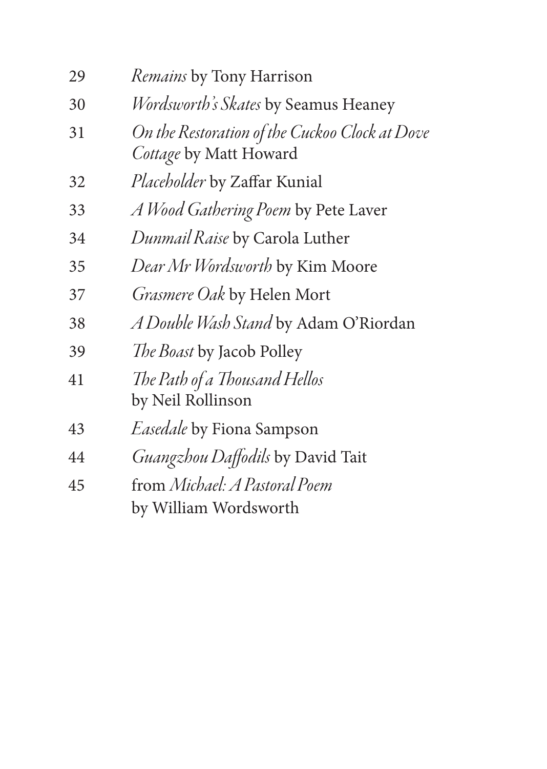| | |
|---|---|
| 29 | *Remains* by Tony Harrison |
| 30 | *Wordsworth's Skates* by Seamus Heaney |
| 31 | *On the Restoration of the Cuckoo Clock at Dove Cottage* by Matt Howard |
| 32 | *Placeholder* by Zaffar Kunial |
| 33 | *A Wood Gathering Poem* by Pete Laver |
| 34 | *Dunmail Raise* by Carola Luther |
| 35 | *Dear Mr Wordsworth* by Kim Moore |
| 37 | *Grasmere Oak* by Helen Mort |
| 38 | *A Double Wash Stand* by Adam O'Riordan |
| 39 | *The Boast* by Jacob Polley |
| 41 | *The Path of a Thousand Hellos* by Neil Rollinson |
| 43 | *Easedale* by Fiona Sampson |
| 44 | *Guangzhou Daffodils* by David Tait |
| 45 | from *Michael: A Pastoral Poem* by William Wordsworth |